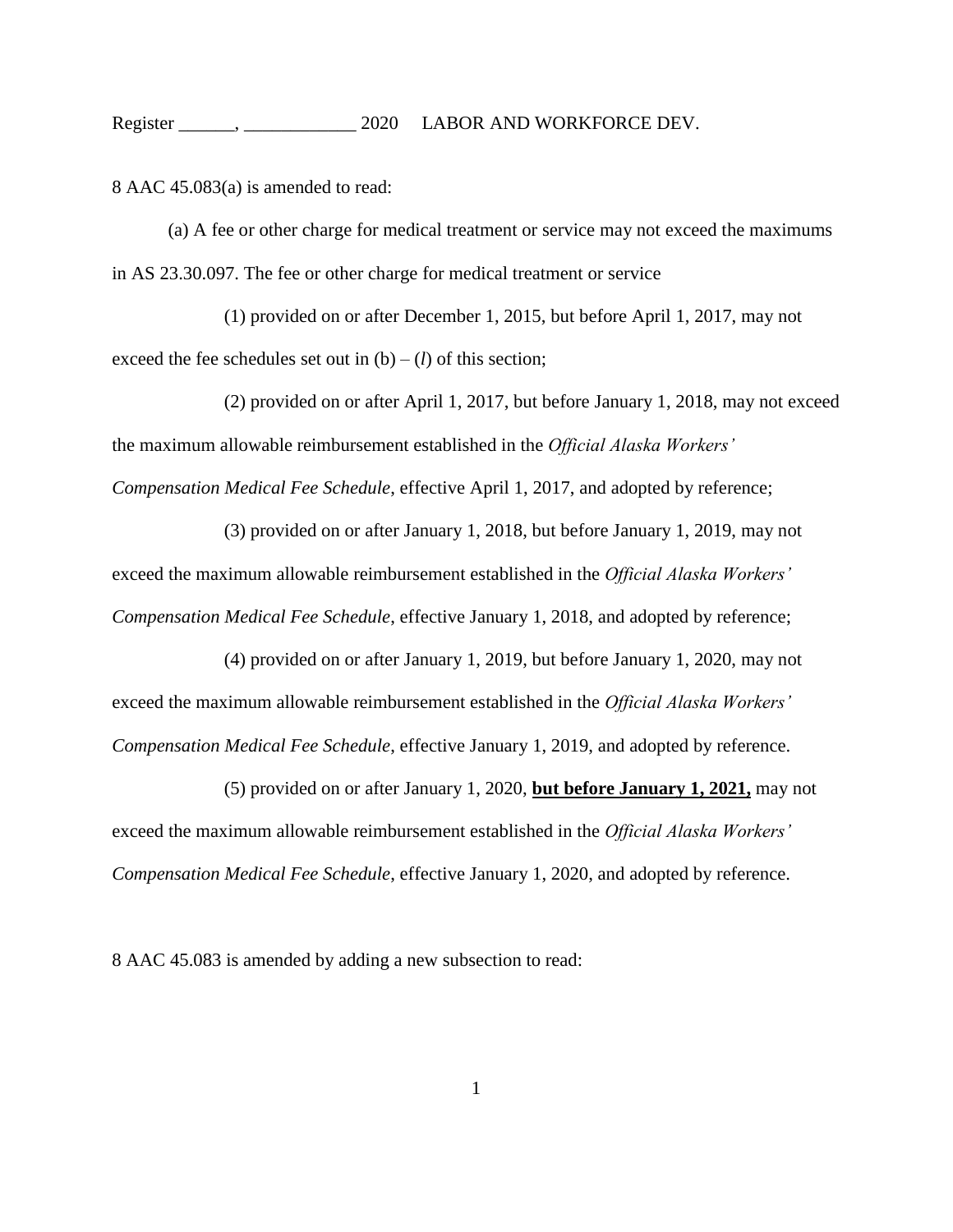8 AAC 45.083(a) is amended to read:

(a) A fee or other charge for medical treatment or service may not exceed the maximums in AS 23.30.097. The fee or other charge for medical treatment or service

(1) provided on or after December 1, 2015, but before April 1, 2017, may not exceed the fee schedules set out in (b) – (*l*) of this section;

(2) provided on or after April 1, 2017, but before January 1, 2018, may not exceed the maximum allowable reimbursement established in the *Official Alaska Workers' Compensation Medical Fee Schedule*, effective April 1, 2017, and adopted by reference;

(3) provided on or after January 1, 2018, but before January 1, 2019, may not exceed the maximum allowable reimbursement established in the *Official Alaska Workers' Compensation Medical Fee Schedule*, effective January 1, 2018, and adopted by reference;

(4) provided on or after January 1, 2019, but before January 1, 2020, may not exceed the maximum allowable reimbursement established in the *Official Alaska Workers' Compensation Medical Fee Schedule*, effective January 1, 2019, and adopted by reference.

(5) provided on or after January 1, 2020, **but before January 1, 2021,** may not exceed the maximum allowable reimbursement established in the *Official Alaska Workers' Compensation Medical Fee Schedule*, effective January 1, 2020, and adopted by reference.

8 AAC 45.083 is amended by adding a new subsection to read: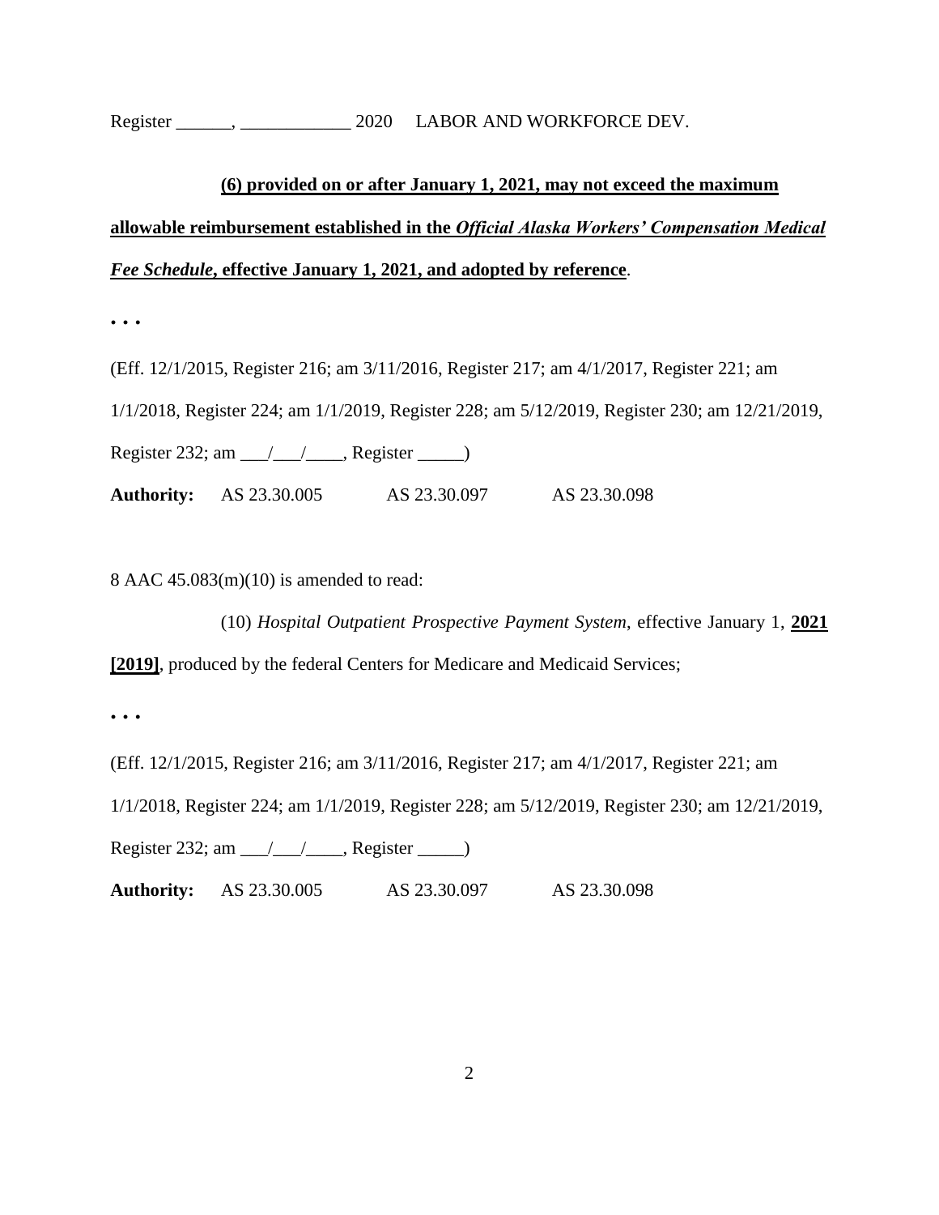**(6) provided on or after January 1, 2021, may not exceed the maximum allowable reimbursement established in the *Official Alaska Workers' Compensation Medical Fee Schedule*, effective January 1, 2021, and adopted by reference**.

. . .

(Eff. 12/1/2015, Register 216; am 3/11/2016, Register 217; am 4/1/2017, Register 221; am 1/1/2018, Register 224; am 1/1/2019, Register 228; am 5/12/2019, Register 230; am 12/21/2019, Register 232; am \_\_\_/\_\_\_/\_\_\_\_, Register \_\_\_\_\_)

**Authority:** AS 23.30.005 AS 23.30.097 AS 23.30.098

8 AAC 45.083(m)(10) is amended to read:

(10) *Hospital Outpatient Prospective Payment System*, effective January 1, **2021 [2019]**, produced by the federal Centers for Medicare and Medicaid Services;

. . .

(Eff. 12/1/2015, Register 216; am 3/11/2016, Register 217; am 4/1/2017, Register 221; am 1/1/2018, Register 224; am 1/1/2019, Register 228; am 5/12/2019, Register 230; am 12/21/2019, Register 232; am \_\_\_/\_\_\_/\_\_\_\_, Register \_\_\_\_\_)

**Authority:** AS 23.30.005 AS 23.30.097 AS 23.30.098